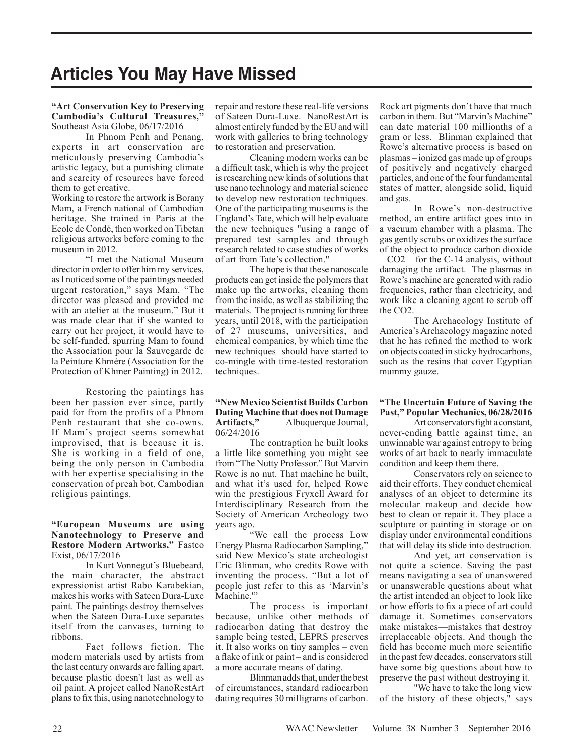# Articles You May Have Missed

**"Art Conservation Key to Preserving Cambodia's Cultural Treasures,"** Southeast Asia Globe, 06/17/2016

In Phnom Penh and Penang, experts in art conservation are meticulously preserving Cambodia's artistic legacy, but a punishing climate and scarcity of resources have forced them to get creative.

Working to restore the artwork is Borany Mam, a French national of Cambodian heritage. She trained in Paris at the Ecole de Condé, then worked on Tibetan religious artworks before coming to the museum in 2012.

"I met the National Museum director in order to offer him my services, as I noticed some of the paintings needed urgent restoration," says Mam. "The director was pleased and provided me with an atelier at the museum." But it was made clear that if she wanted to carry out her project, it would have to be self-funded, spurring Mam to found the Association pour la Sauvegarde de la Peinture Khmère (Association for the Protection of Khmer Painting) in 2012.

Restoring the paintings has been her passion ever since, partly paid for from the profits of a Phnom Penh restaurant that she co-owns. If Mam's project seems somewhat improvised, that is because it is. She is working in a field of one, being the only person in Cambodia with her expertise specialising in the conservation of preah bot, Cambodian religious paintings.

**"European Museums are using Nanotechnology to Preserve and Restore Modern Artworks,"** Fastco Exist, 06/17/2016

In Kurt Vonnegut's Bluebeard, the main character, the abstract expressionist artist Rabo Karabekian, makes his works with Sateen Dura-Luxe paint. The paintings destroy themselves when the Sateen Dura-Luxe separates itself from the canvases, turning to ribbons.

Fact follows fiction. The modern materials used by artists from the last century onwards are falling apart, because plastic doesn't last as well as oil paint. A project called NanoRestArt plans to fix this, using nanotechnology to repair and restore these real-life versions of Sateen Dura-Luxe. NanoRestArt is almost entirely funded by the EU and will work with galleries to bring technology to restoration and preservation.

Cleaning modern works can be a difficult task, which is why the project is researching new kinds of solutions that use nano technology and material science to develop new restoration techniques. One of the participating museums is the England's Tate, which will help evaluate the new techniques "using a range of prepared test samples and through research related to case studies of works of art from Tate's collection."

The hope is that these nanoscale products can get inside the polymers that make up the artworks, cleaning them from the inside, as well as stabilizing the materials. The project is running for three years, until 2018, with the participation of 27 museums, universities, and chemical companies, by which time the new techniques should have started to co-mingle with time-tested restoration techniques.

**"New Mexico Scientist Builds Carbon Dating Machine that does not Damage Artifacts,"** Albuquerque Journal, 06/24/2016

The contraption he built looks a little like something you might see from "The Nutty Professor." But Marvin Rowe is no nut. That machine he built, and what it's used for, helped Rowe win the prestigious Fryxell Award for Interdisciplinary Research from the Society of American Archeology two years ago.

"We call the process Low Energy Plasma Radiocarbon Sampling," said New Mexico's state archeologist Eric Blinman, who credits Rowe with inventing the process. "But a lot of people just refer to this as 'Marvin's Machine.'"

The process is important because, unlike other methods of radiocarbon dating that destroy the sample being tested, LEPRS preserves it. It also works on tiny samples – even a flake of ink or paint – and is considered a more accurate means of dating.

Blinman adds that, under the best of circumstances, standard radiocarbon dating requires 30 milligrams of carbon. Rock art pigments don't have that much carbon in them. But "Marvin's Machine" can date material 100 millionths of a gram or less. Blinman explained that Rowe's alternative process is based on plasmas – ionized gas made up of groups of positively and negatively charged particles, and one of the four fundamental states of matter, alongside solid, liquid and gas.

In Rowe's non-destructive method, an entire artifact goes into in a vacuum chamber with a plasma. The gas gently scrubs or oxidizes the surface of the object to produce carbon dioxide – $CO_2$ – for the C-14 analysis, without damaging the artifact. The plasmas in Rowe's machine are generated with radio frequencies, rather than electricity, and work like a cleaning agent to scrub off the $CO_2$.

The Archaeology Institute of America's Archaeology magazine noted that he has refined the method to work on objects coated in sticky hydrocarbons, such as the resins that cover Egyptian mummy gauze.

**"The Uncertain Future of Saving the Past," Popular Mechanics, 06/28/2016**

Art conservators fight a constant, never-ending battle against time, an unwinnable war against entropy to bring works of art back to nearly immaculate condition and keep them there.

Conservators rely on science to aid their efforts. They conduct chemical analyses of an object to determine its molecular makeup and decide how best to clean or repair it. They place a sculpture or painting in storage or on display under environmental conditions that will delay its slide into destruction.

And yet, art conservation is not quite a science. Saving the past means navigating a sea of unanswered or unanswerable questions about what the artist intended an object to look like or how efforts to fix a piece of art could damage it. Sometimes conservators make mistakes—mistakes that destroy irreplaceable objects. And though the field has become much more scientific in the past few decades, conservators still have some big questions about how to preserve the past without destroying it.

"We have to take the long view of the history of these objects," says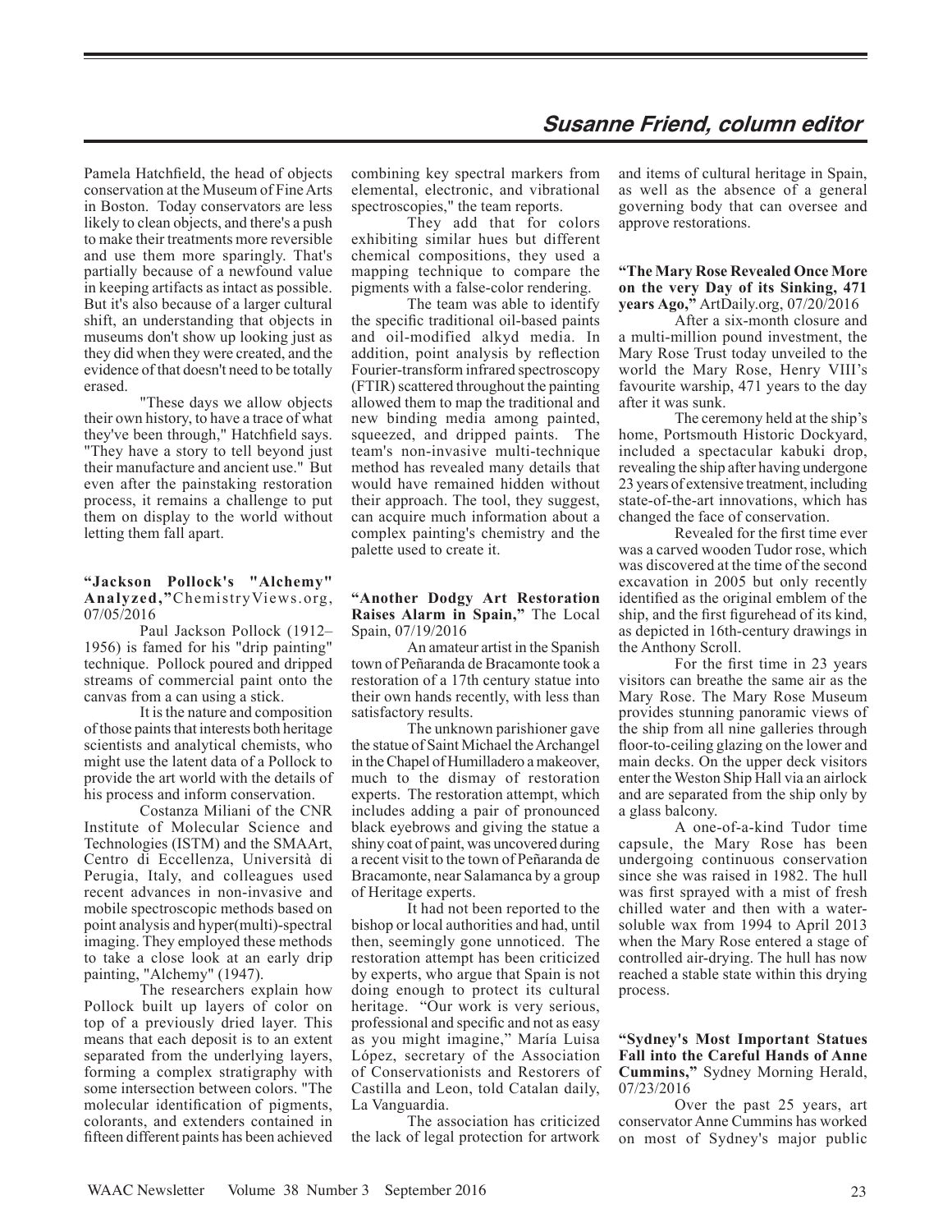Pamela Hatchfield, the head of objects conservation at the Museum of Fine Arts in Boston. Today conservators are less likely to clean objects, and there's a push to make their treatments more reversible and use them more sparingly. That's partially because of a newfound value in keeping artifacts as intact as possible. But it's also because of a larger cultural shift, an understanding that objects in museums don't show up looking just as they did when they were created, and the evidence of that doesn't need to be totally erased.

"These days we allow objects their own history, to have a trace of what they've been through," Hatchfield says. "They have a story to tell beyond just their manufacture and ancient use." But even after the painstaking restoration process, it remains a challenge to put them on display to the world without letting them fall apart.

**"Jackson Pollock's "Alchemy" Analyzed,"** ChemistryViews.org, 07/05/2016

Paul Jackson Pollock (1912–1956) is famed for his "drip painting" technique. Pollock poured and dripped streams of commercial paint onto the canvas from a can using a stick.

It is the nature and composition of those paints that interests both heritage scientists and analytical chemists, who might use the latent data of a Pollock to provide the art world with the details of his process and inform conservation.

Costanza Miliani of the CNR Institute of Molecular Science and Technologies (ISTM) and the SMAArt, Centro di Eccellenza, Università di Perugia, Italy, and colleagues used recent advances in non-invasive and mobile spectroscopic methods based on point analysis and hyper(multi)-spectral imaging. They employed these methods to take a close look at an early drip painting, "Alchemy" (1947).

The researchers explain how Pollock built up layers of color on top of a previously dried layer. This means that each deposit is to an extent separated from the underlying layers, forming a complex stratigraphy with some intersection between colors. "The molecular identification of pigments, colorants, and extenders contained in fifteen different paints has been achieved combining key spectral markers from elemental, electronic, and vibrational spectroscopies," the team reports.

They add that for colors exhibiting similar hues but different chemical compositions, they used a mapping technique to compare the pigments with a false-color rendering.

The team was able to identify the specific traditional oil-based paints and oil-modified alkyd media. In addition, point analysis by reflection Fourier-transform infrared spectroscopy (FTIR) scattered throughout the painting allowed them to map the traditional and new binding media among painted, squeezed, and dripped paints. The team's non-invasive multi-technique method has revealed many details that would have remained hidden without their approach. The tool, they suggest, can acquire much information about a complex painting's chemistry and the palette used to create it.

**"Another Dodgy Art Restoration Raises Alarm in Spain,"** The Local Spain, 07/19/2016

An amateur artist in the Spanish town of Peñaranda de Bracamonte took a restoration of a 17th century statue into their own hands recently, with less than satisfactory results.

The unknown parishioner gave the statue of Saint Michael the Archangel in the Chapel of Humilladero a makeover, much to the dismay of restoration experts. The restoration attempt, which includes adding a pair of pronounced black eyebrows and giving the statue a shiny coat of paint, was uncovered during a recent visit to the town of Peñaranda de Bracamonte, near Salamanca by a group of Heritage experts.

It had not been reported to the bishop or local authorities and had, until then, seemingly gone unnoticed. The restoration attempt has been criticized by experts, who argue that Spain is not doing enough to protect its cultural heritage. "Our work is very serious, professional and specific and not as easy as you might imagine," María Luisa López, secretary of the Association of Conservationists and Restorers of Castilla and Leon, told Catalan daily, La Vanguardia.

The association has criticized the lack of legal protection for artwork and items of cultural heritage in Spain, as well as the absence of a general governing body that can oversee and approve restorations.

**"The Mary Rose Revealed Once More on the very Day of its Sinking, 471 years Ago,"** ArtDaily.org, 07/20/2016

After a six-month closure and a multi-million pound investment, the Mary Rose Trust today unveiled to the world the Mary Rose, Henry VIII's favourite warship, 471 years to the day after it was sunk.

The ceremony held at the ship's home, Portsmouth Historic Dockyard, included a spectacular kabuki drop, revealing the ship after having undergone 23 years of extensive treatment, including state-of-the-art innovations, which has changed the face of conservation.

Revealed for the first time ever was a carved wooden Tudor rose, which was discovered at the time of the second excavation in 2005 but only recently identified as the original emblem of the ship, and the first figurehead of its kind, as depicted in 16th-century drawings in the Anthony Scroll.

For the first time in 23 years visitors can breathe the same air as the Mary Rose. The Mary Rose Museum provides stunning panoramic views of the ship from all nine galleries through floor-to-ceiling glazing on the lower and main decks. On the upper deck visitors enter the Weston Ship Hall via an airlock and are separated from the ship only by a glass balcony.

A one-of-a-kind Tudor time capsule, the Mary Rose has been undergoing continuous conservation since she was raised in 1982. The hull was first sprayed with a mist of fresh chilled water and then with a water-soluble wax from 1994 to April 2013 when the Mary Rose entered a stage of controlled air-drying. The hull has now reached a stable state within this drying process.

**"Sydney's Most Important Statues Fall into the Careful Hands of Anne Cummins,"** Sydney Morning Herald, 07/23/2016

Over the past 25 years, art conservator Anne Cummins has worked on most of Sydney's major public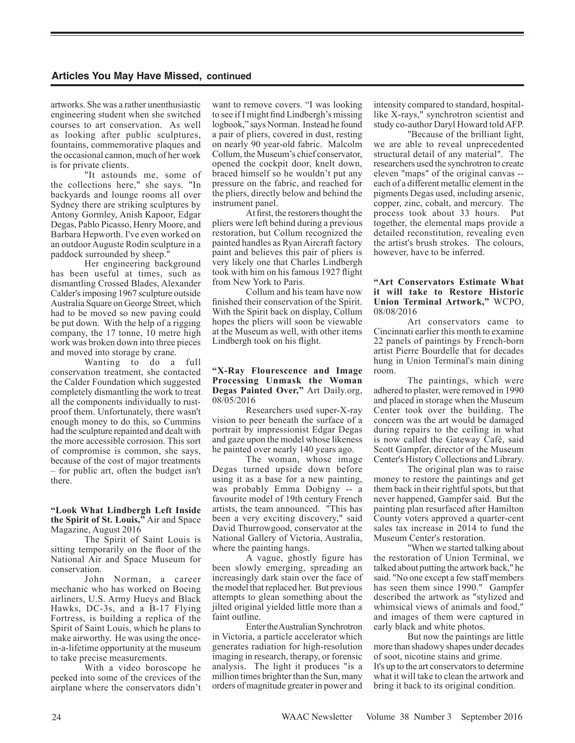## Articles You May Have Missed, continued

artworks. She was a rather unenthusiastic engineering student when she switched courses to art conservation. As well as looking after public sculptures, fountains, commemorative plaques and the occasional cannon, much of her work is for private clients.

"It astounds me, some of the collections here," she says. "In backyards and lounge rooms all over Sydney there are striking sculptures by Antony Gormley, Anish Kapoor, Edgar Degas, Pablo Picasso, Henry Moore, and Barbara Hepworth. I've even worked on an outdoor Auguste Rodin sculpture in a paddock surrounded by sheep."

Her engineering background has been useful at times, such as dismantling Crossed Blades, Alexander Calder's imposing 1967 sculpture outside Australia Square on George Street, which had to be moved so new paving could be put down. With the help of a rigging company, the 17 tonne, 10 metre high work was broken down into three pieces and moved into storage by crane.

Wanting to do a full conservation treatment, she contacted the Calder Foundation which suggested completely dismantling the work to treat all the components individually to rust-proof them. Unfortunately, there wasn't enough money to do this, so Cummins had the sculpture repainted and dealt with the more accessible corrosion. This sort of compromise is common, she says, because of the cost of major treatments – for public art, often the budget isn't there.

**"Look What Lindbergh Left Inside the Spirit of St. Louis,"** Air and Space Magazine, August 2016

The Spirit of Saint Louis is sitting temporarily on the floor of the National Air and Space Museum for conservation.

John Norman, a career mechanic who has worked on Boeing airliners, U.S. Army Hueys and Black Hawks, DC-3s, and a B-17 Flying Fortress, is building a replica of the Spirit of Saint Louis, which he plans to make airworthy. He was using the once-in-a-lifetime opportunity at the museum to take precise measurements.

With a video boroscope he peeked into some of the crevices of the airplane where the conservators didn't want to remove covers. "I was looking to see if I might find Lindbergh's missing logbook," says Norman. Instead he found a pair of pliers, covered in dust, resting on nearly 90 year-old fabric. Malcolm Collum, the Museum's chief conservator, opened the cockpit door, knelt down, braced himself so he wouldn't put any pressure on the fabric, and reached for the pliers, directly below and behind the instrument panel.

At first, the restorers thought the pliers were left behind during a previous restoration, but Collum recognized the painted handles as Ryan Aircraft factory paint and believes this pair of pliers is very likely one that Charles Lindbergh took with him on his famous 1927 flight from New York to Paris.

Collum and his team have now finished their conservation of the Spirit. With the Spirit back on display, Collum hopes the pliers will soon be viewable at the Museum as well, with other items Lindbergh took on his flight.

**"X-Ray Flourescence and Image Processing Unmask the Woman Degas Painted Over,"** Art Daily.org, 08/05/2016

Researchers used super-X-ray vision to peer beneath the surface of a portrait by impressionist Edgar Degas and gaze upon the model whose likeness he painted over nearly 140 years ago.

The woman, whose image Degas turned upside down before using it as a base for a new painting, was probably Emma Dobigny -- a favourite model of 19th century French artists, the team announced. "This has been a very exciting discovery," said David Thurrowgood, conservator at the National Gallery of Victoria, Australia, where the painting hangs.

A vague, ghostly figure has been slowly emerging, spreading an increasingly dark stain over the face of the model that replaced her. But previous attempts to glean something about the jilted original yielded little more than a faint outline.

Enter the Australian Synchrotron in Victoria, a particle accelerator which generates radiation for high-resolution imaging in research, therapy, or forensic analysis. The light it produces "is a million times brighter than the Sun, many orders of magnitude greater in power and intensity compared to standard, hospital-like X-rays," synchrotron scientist and study co-author Daryl Howard told AFP.

"Because of the brilliant light, we are able to reveal unprecedented structural detail of any material". The researchers used the synchrotron to create eleven "maps" of the original canvas -- each of a different metallic element in the pigments Degas used, including arsenic, copper, zinc, cobalt, and mercury. The process took about 33 hours. Put together, the elemental maps provide a detailed reconstitution, revealing even the artist's brush strokes. The colours, however, have to be inferred.

**"Art Conservators Estimate What it will take to Restore Historic Union Terminal Artwork,"** WCPO, 08/08/2016

Art conservators came to Cincinnati earlier this month to examine 22 panels of paintings by French-born artist Pierre Bourdelle that for decades hung in Union Terminal's main dining room.

The paintings, which were adhered to plaster, were removed in 1990 and placed in storage when the Museum Center took over the building. The concern was the art would be damaged during repairs to the ceiling in what is now called the Gateway Café, said Scott Gampfer, director of the Museum Center's History Collections and Library.

The original plan was to raise money to restore the paintings and get them back in their rightful spots, but that never happened, Gampfer said. But the painting plan resurfaced after Hamilton County voters approved a quarter-cent sales tax increase in 2014 to fund the Museum Center's restoration.

"When we started talking about the restoration of Union Terminal, we talked about putting the artwork back," he said. "No one except a few staff members has seen them since 1990." Gampfer described the artwork as "stylized and whimsical views of animals and food," and images of them were captured in early black and white photos.

But now the paintings are little more than shadowy shapes under decades of soot, nicotine stains and grime. It's up to the art conservators to determine what it will take to clean the artwork and bring it back to its original condition.